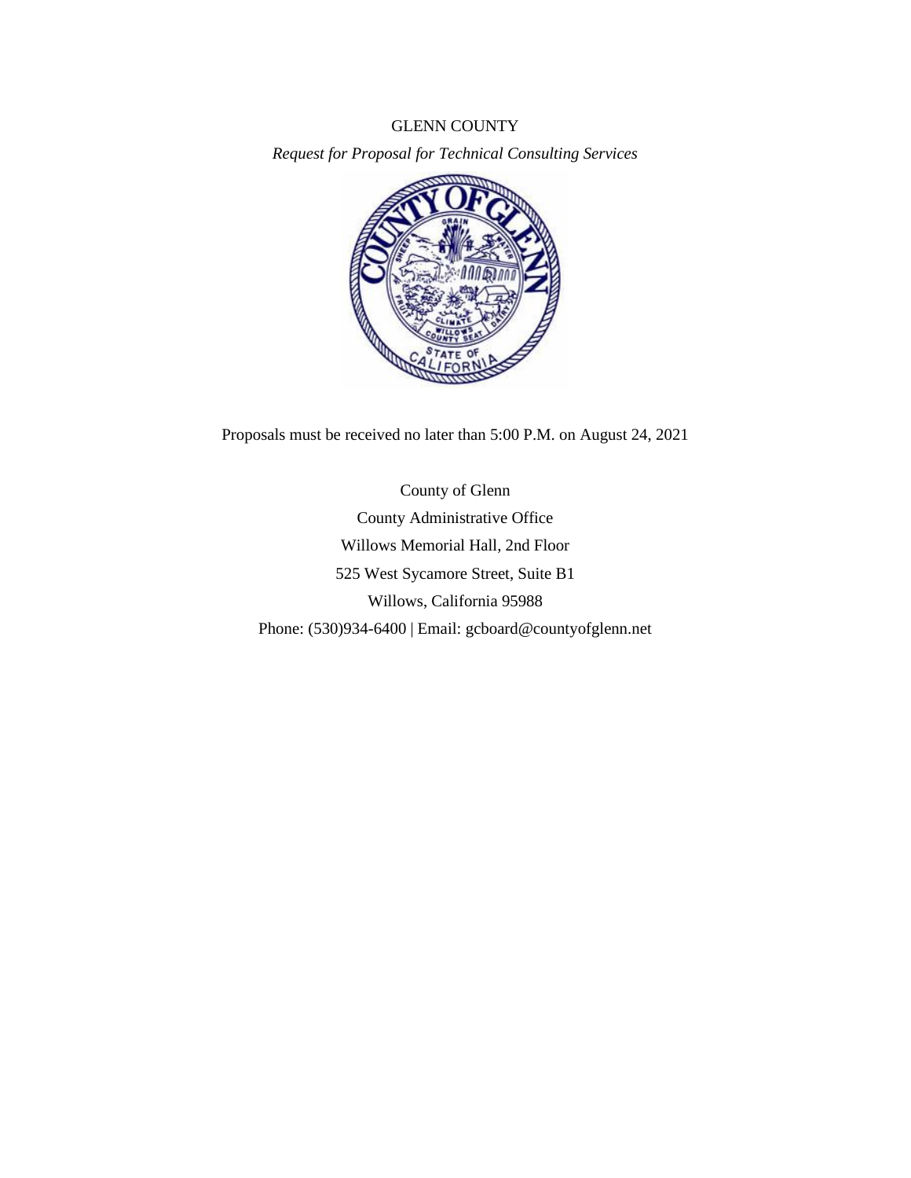# GLENN COUNTY

*Request for Proposal for Technical Consulting Services*

Proposals must be received no later than 5:00 P.M. on August 24, 2021

County of Glenn

County Administrative Office

Willows Memorial Hall, 2nd Floor

525 West Sycamore Street, Suite B1

Willows, California 95988

Phone: (530)934-6400 | Email: gcboard@countyofglenn.net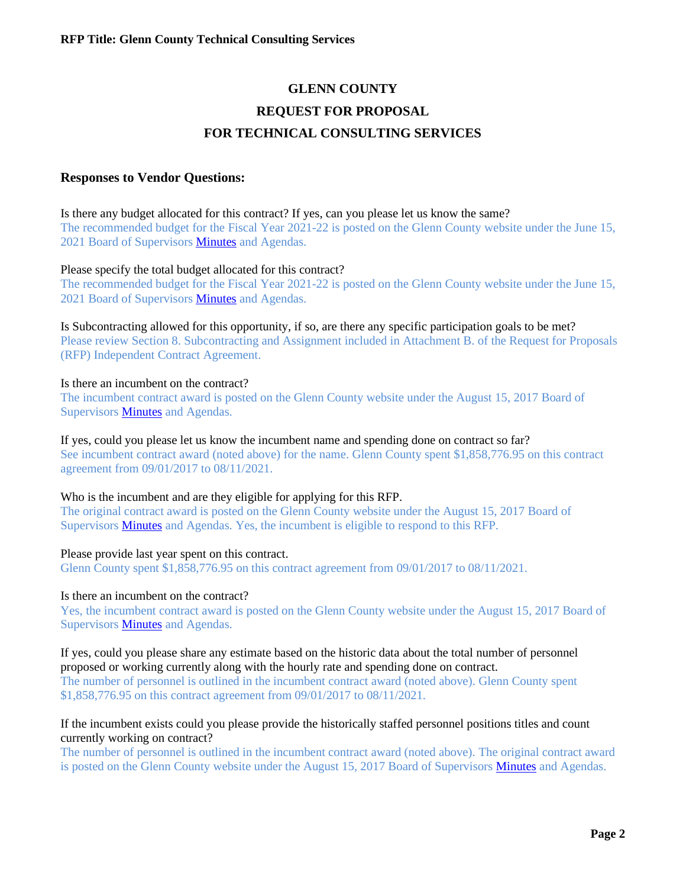# GLENN COUNTY

## REQUEST FOR PROPOSAL

## FOR TECHNICAL CONSULTING SERVICES

### Responses to Vendor Questions:

Is there any budget allocated for this contract? If yes, can you please let us know the same?
The recommended budget for the Fiscal Year 2021-22 is posted on the Glenn County website under the June 15, 2021 Board of Supervisors Minutes and Agendas.

Please specify the total budget allocated for this contract?
The recommended budget for the Fiscal Year 2021-22 is posted on the Glenn County website under the June 15, 2021 Board of Supervisors Minutes and Agendas.

Is Subcontracting allowed for this opportunity, if so, are there any specific participation goals to be met?
Please review Section 8. Subcontracting and Assignment included in Attachment B. of the Request for Proposals (RFP) Independent Contract Agreement.

Is there an incumbent on the contract?
The incumbent contract award is posted on the Glenn County website under the August 15, 2017 Board of Supervisors Minutes and Agendas.

If yes, could you please let us know the incumbent name and spending done on contract so far?
See incumbent contract award (noted above) for the name. Glenn County spent $1,858,776.95 on this contract agreement from 09/01/2017 to 08/11/2021.

Who is the incumbent and are they eligible for applying for this RFP.
The original contract award is posted on the Glenn County website under the August 15, 2017 Board of Supervisors Minutes and Agendas. Yes, the incumbent is eligible to respond to this RFP.

Please provide last year spent on this contract.
Glenn County spent $1,858,776.95 on this contract agreement from 09/01/2017 to 08/11/2021.

Is there an incumbent on the contract?
Yes, the incumbent contract award is posted on the Glenn County website under the August 15, 2017 Board of Supervisors Minutes and Agendas.

If yes, could you please share any estimate based on the historic data about the total number of personnel proposed or working currently along with the hourly rate and spending done on contract.
The number of personnel is outlined in the incumbent contract award (noted above). Glenn County spent $1,858,776.95 on this contract agreement from 09/01/2017 to 08/11/2021.

If the incumbent exists could you please provide the historically staffed personnel positions titles and count currently working on contract?
The number of personnel is outlined in the incumbent contract award (noted above). The original contract award is posted on the Glenn County website under the August 15, 2017 Board of Supervisors Minutes and Agendas.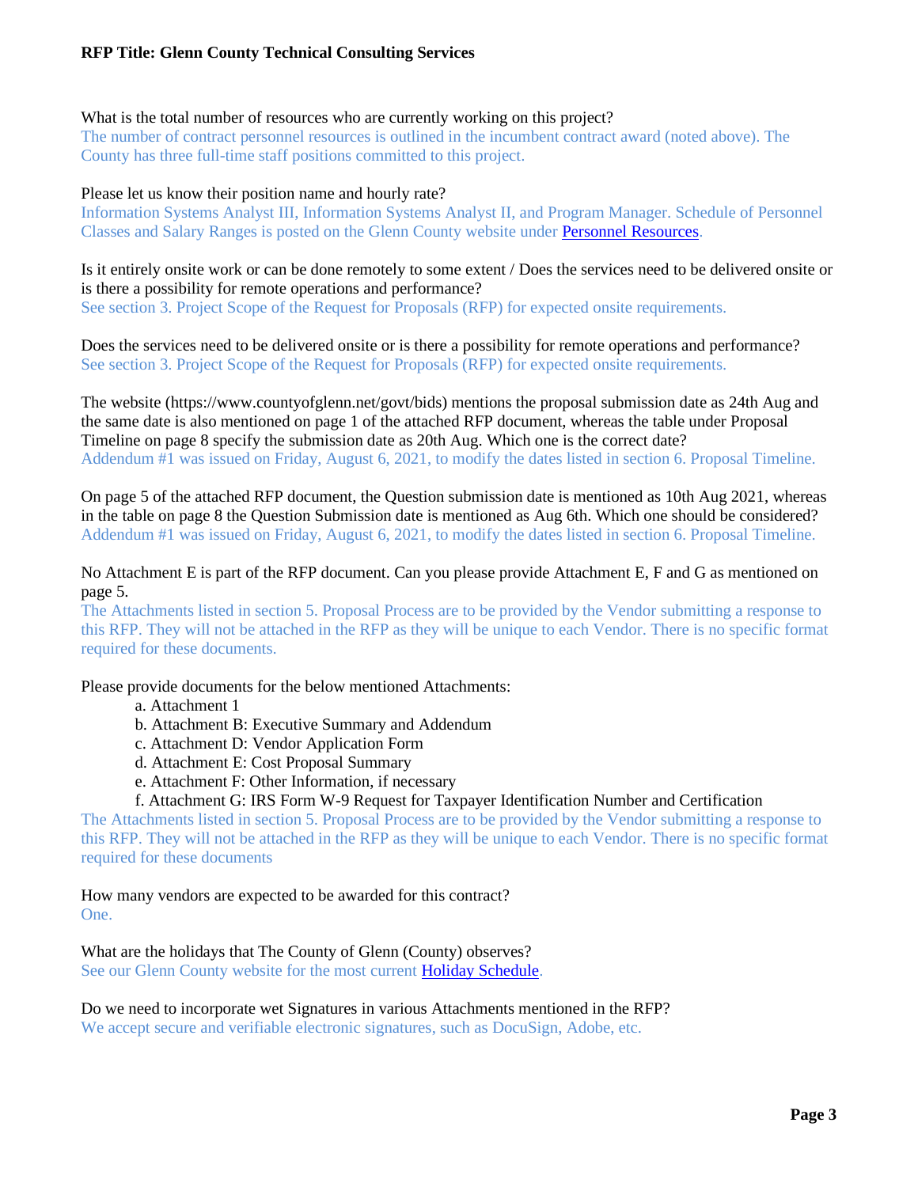**RFP Title: Glenn County Technical Consulting Services**

What is the total number of resources who are currently working on this project?
The number of contract personnel resources is outlined in the incumbent contract award (noted above). The County has three full-time staff positions committed to this project.

Please let us know their position name and hourly rate?
Information Systems Analyst III, Information Systems Analyst II, and Program Manager. Schedule of Personnel Classes and Salary Ranges is posted on the Glenn County website under [Personnel Resources].

Is it entirely onsite work or can be done remotely to some extent / Does the services need to be delivered onsite or is there a possibility for remote operations and performance?
See section 3. Project Scope of the Request for Proposals (RFP) for expected onsite requirements.

Does the services need to be delivered onsite or is there a possibility for remote operations and performance?
See section 3. Project Scope of the Request for Proposals (RFP) for expected onsite requirements.

The website (https://www.countyofglenn.net/govt/bids) mentions the proposal submission date as 24th Aug and the same date is also mentioned on page 1 of the attached RFP document, whereas the table under Proposal Timeline on page 8 specify the submission date as 20th Aug. Which one is the correct date?
Addendum #1 was issued on Friday, August 6, 2021, to modify the dates listed in section 6. Proposal Timeline.

On page 5 of the attached RFP document, the Question submission date is mentioned as 10th Aug 2021, whereas in the table on page 8 the Question Submission date is mentioned as Aug 6th. Which one should be considered?
Addendum #1 was issued on Friday, August 6, 2021, to modify the dates listed in section 6. Proposal Timeline.

No Attachment E is part of the RFP document. Can you please provide Attachment E, F and G as mentioned on page 5.
The Attachments listed in section 5. Proposal Process are to be provided by the Vendor submitting a response to this RFP. They will not be attached in the RFP as they will be unique to each Vendor. There is no specific format required for these documents.

Please provide documents for the below mentioned Attachments:

a. Attachment 1
b. Attachment B: Executive Summary and Addendum
c. Attachment D: Vendor Application Form
d. Attachment E: Cost Proposal Summary
e. Attachment F: Other Information, if necessary
f. Attachment G: IRS Form W-9 Request for Taxpayer Identification Number and Certification

The Attachments listed in section 5. Proposal Process are to be provided by the Vendor submitting a response to this RFP. They will not be attached in the RFP as they will be unique to each Vendor. There is no specific format required for these documents

How many vendors are expected to be awarded for this contract?
One.

What are the holidays that The County of Glenn (County) observes?
See our Glenn County website for the most current [Holiday Schedule].

Do we need to incorporate wet Signatures in various Attachments mentioned in the RFP?
We accept secure and verifiable electronic signatures, such as DocuSign, Adobe, etc.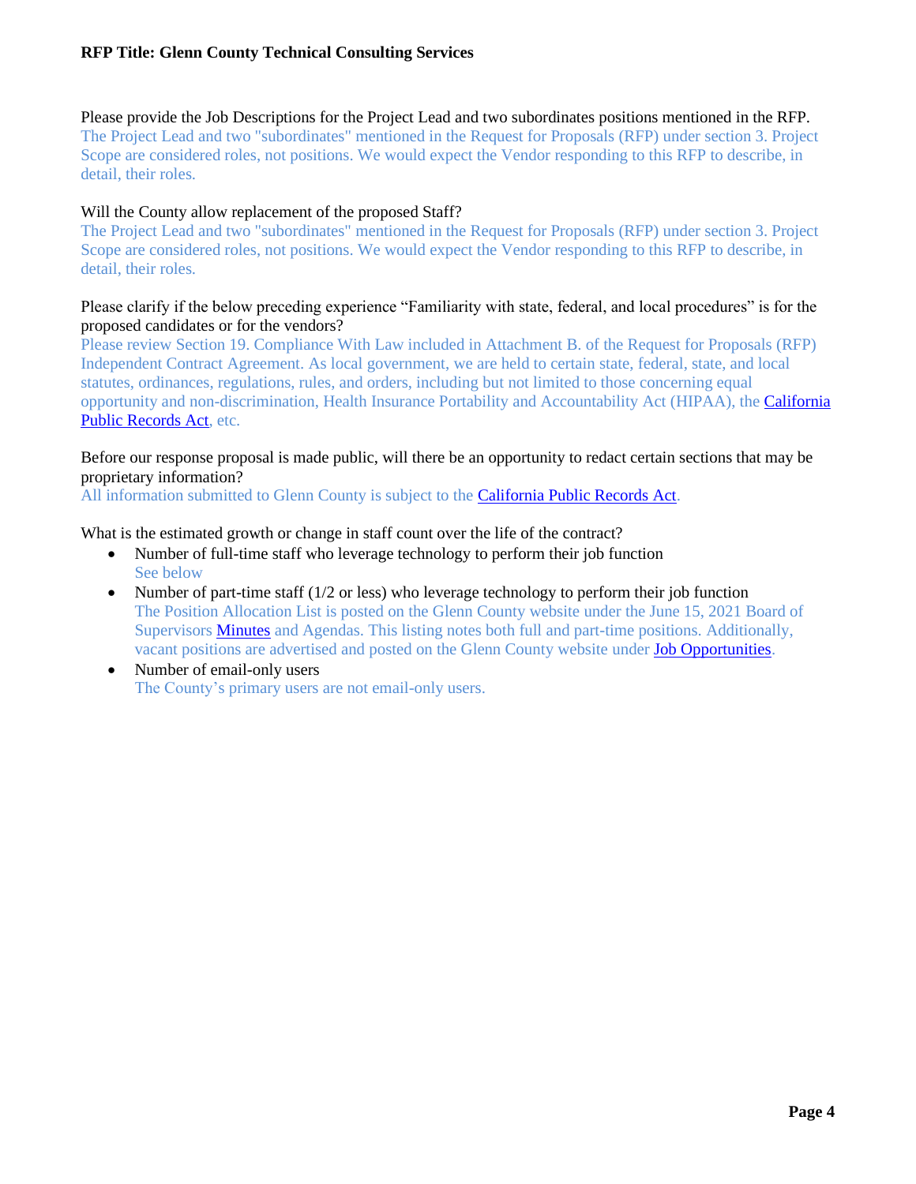**RFP Title: Glenn County Technical Consulting Services**

Please provide the Job Descriptions for the Project Lead and two subordinates positions mentioned in the RFP.
The Project Lead and two "subordinates" mentioned in the Request for Proposals (RFP) under section 3. Project Scope are considered roles, not positions. We would expect the Vendor responding to this RFP to describe, in detail, their roles.

Will the County allow replacement of the proposed Staff?
The Project Lead and two "subordinates" mentioned in the Request for Proposals (RFP) under section 3. Project Scope are considered roles, not positions. We would expect the Vendor responding to this RFP to describe, in detail, their roles.

Please clarify if the below preceding experience "Familiarity with state, federal, and local procedures" is for the proposed candidates or for the vendors?
Please review Section 19. Compliance With Law included in Attachment B. of the Request for Proposals (RFP) Independent Contract Agreement. As local government, we are held to certain state, federal, state, and local statutes, ordinances, regulations, rules, and orders, including but not limited to those concerning equal opportunity and non-discrimination, Health Insurance Portability and Accountability Act (HIPAA), the California Public Records Act, etc.

Before our response proposal is made public, will there be an opportunity to redact certain sections that may be proprietary information?
All information submitted to Glenn County is subject to the California Public Records Act.

What is the estimated growth or change in staff count over the life of the contract?

- Number of full-time staff who leverage technology to perform their job function
  See below
- Number of part-time staff (1/2 or less) who leverage technology to perform their job function
  The Position Allocation List is posted on the Glenn County website under the June 15, 2021 Board of Supervisors Minutes and Agendas. This listing notes both full and part-time positions. Additionally, vacant positions are advertised and posted on the Glenn County website under Job Opportunities.
- Number of email-only users
  The County's primary users are not email-only users.